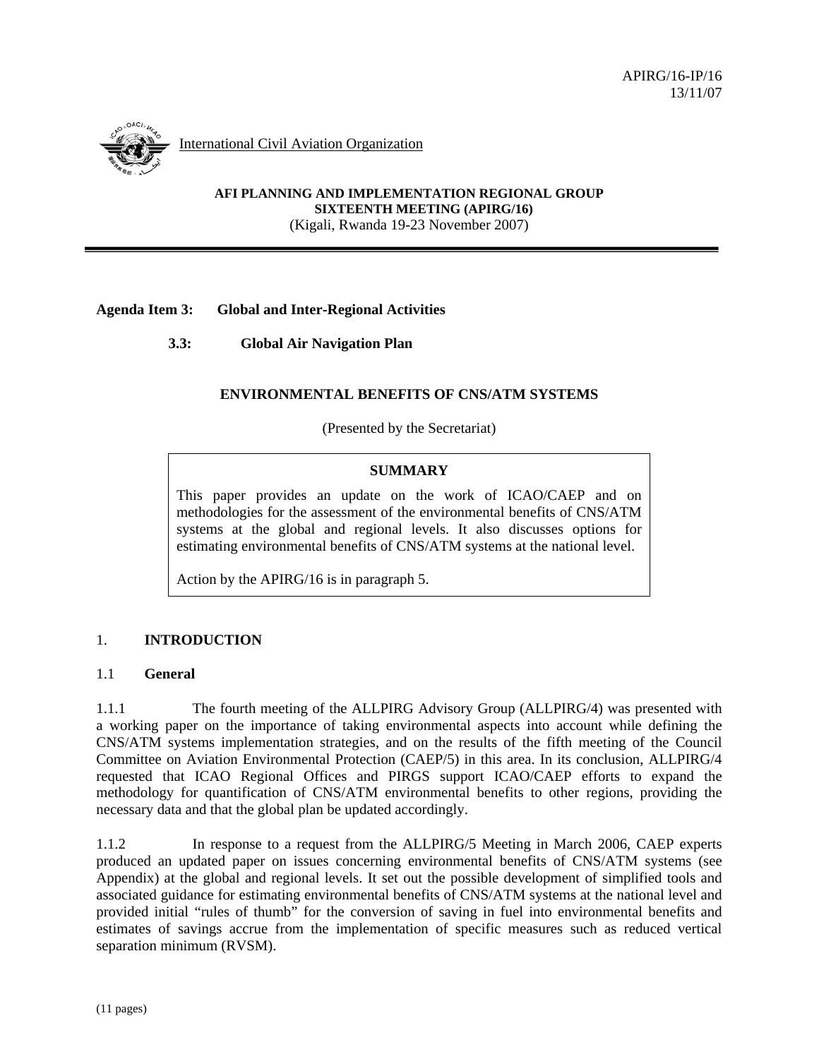APIRG/16-IP/16
13/11/07

International Civil Aviation Organization

**AFI PLANNING AND IMPLEMENTATION REGIONAL GROUP**
**SIXTEENTH MEETING (APIRG/16)**
(Kigali, Rwanda 19-23 November 2007)

---

**Agenda Item 3: Global and Inter-Regional Activities**

**3.3: Global Air Navigation Plan**

## ENVIRONMENTAL BENEFITS OF CNS/ATM SYSTEMS

(Presented by the Secretariat)

| **SUMMARY** |
|---|
| This paper provides an update on the work of ICAO/CAEP and on methodologies for the assessment of the environmental benefits of CNS/ATM systems at the global and regional levels. It also discusses options for estimating environmental benefits of CNS/ATM systems at the national level. <br><br> Action by the APIRG/16 is in paragraph 5. |

## 1. INTRODUCTION

### 1.1 General

1.1.1 The fourth meeting of the ALLPIRG Advisory Group (ALLPIRG/4) was presented with a working paper on the importance of taking environmental aspects into account while defining the CNS/ATM systems implementation strategies, and on the results of the fifth meeting of the Council Committee on Aviation Environmental Protection (CAEP/5) in this area. In its conclusion, ALLPIRG/4 requested that ICAO Regional Offices and PIRGS support ICAO/CAEP efforts to expand the methodology for quantification of CNS/ATM environmental benefits to other regions, providing the necessary data and that the global plan be updated accordingly.

1.1.2 In response to a request from the ALLPIRG/5 Meeting in March 2006, CAEP experts produced an updated paper on issues concerning environmental benefits of CNS/ATM systems (see Appendix) at the global and regional levels. It set out the possible development of simplified tools and associated guidance for estimating environmental benefits of CNS/ATM systems at the national level and provided initial "rules of thumb" for the conversion of saving in fuel into environmental benefits and estimates of savings accrue from the implementation of specific measures such as reduced vertical separation minimum (RVSM).

(11 pages)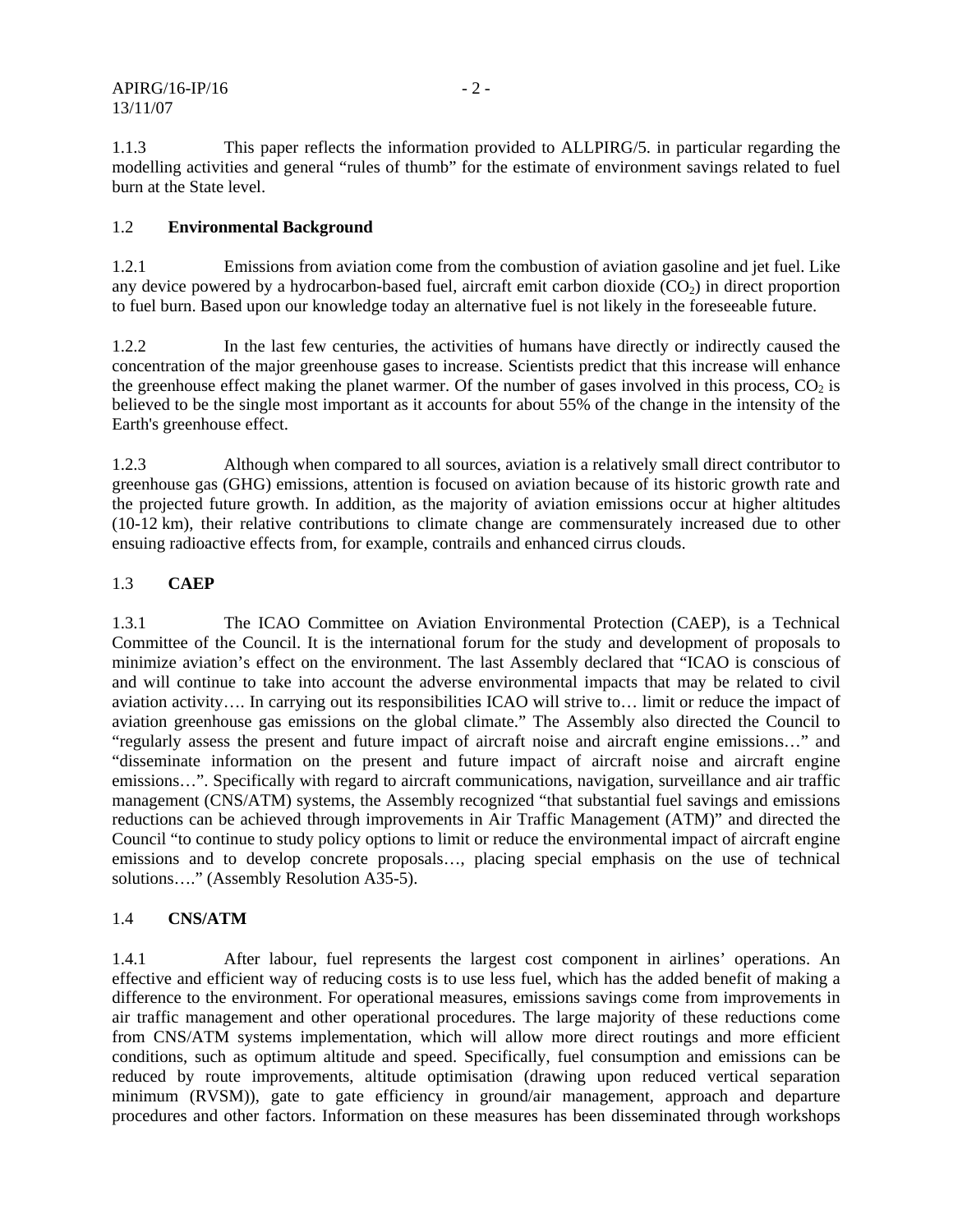1.1.3 This paper reflects the information provided to ALLPIRG/5. in particular regarding the modelling activities and general "rules of thumb" for the estimate of environment savings related to fuel burn at the State level.

## 1.2 Environmental Background

1.2.1 Emissions from aviation come from the combustion of aviation gasoline and jet fuel. Like any device powered by a hydrocarbon-based fuel, aircraft emit carbon dioxide ($CO_2$) in direct proportion to fuel burn. Based upon our knowledge today an alternative fuel is not likely in the foreseeable future.

1.2.2 In the last few centuries, the activities of humans have directly or indirectly caused the concentration of the major greenhouse gases to increase. Scientists predict that this increase will enhance the greenhouse effect making the planet warmer. Of the number of gases involved in this process, $CO_2$ is believed to be the single most important as it accounts for about 55% of the change in the intensity of the Earth's greenhouse effect.

1.2.3 Although when compared to all sources, aviation is a relatively small direct contributor to greenhouse gas (GHG) emissions, attention is focused on aviation because of its historic growth rate and the projected future growth. In addition, as the majority of aviation emissions occur at higher altitudes (10-12 km), their relative contributions to climate change are commensurately increased due to other ensuing radioactive effects from, for example, contrails and enhanced cirrus clouds.

## 1.3 CAEP

1.3.1 The ICAO Committee on Aviation Environmental Protection (CAEP), is a Technical Committee of the Council. It is the international forum for the study and development of proposals to minimize aviation's effect on the environment. The last Assembly declared that "ICAO is conscious of and will continue to take into account the adverse environmental impacts that may be related to civil aviation activity…. In carrying out its responsibilities ICAO will strive to… limit or reduce the impact of aviation greenhouse gas emissions on the global climate." The Assembly also directed the Council to "regularly assess the present and future impact of aircraft noise and aircraft engine emissions…" and "disseminate information on the present and future impact of aircraft noise and aircraft engine emissions…". Specifically with regard to aircraft communications, navigation, surveillance and air traffic management (CNS/ATM) systems, the Assembly recognized "that substantial fuel savings and emissions reductions can be achieved through improvements in Air Traffic Management (ATM)" and directed the Council "to continue to study policy options to limit or reduce the environmental impact of aircraft engine emissions and to develop concrete proposals…, placing special emphasis on the use of technical solutions…." (Assembly Resolution A35-5).

## 1.4 CNS/ATM

1.4.1 After labour, fuel represents the largest cost component in airlines' operations. An effective and efficient way of reducing costs is to use less fuel, which has the added benefit of making a difference to the environment. For operational measures, emissions savings come from improvements in air traffic management and other operational procedures. The large majority of these reductions come from CNS/ATM systems implementation, which will allow more direct routings and more efficient conditions, such as optimum altitude and speed. Specifically, fuel consumption and emissions can be reduced by route improvements, altitude optimisation (drawing upon reduced vertical separation minimum (RVSM)), gate to gate efficiency in ground/air management, approach and departure procedures and other factors. Information on these measures has been disseminated through workshops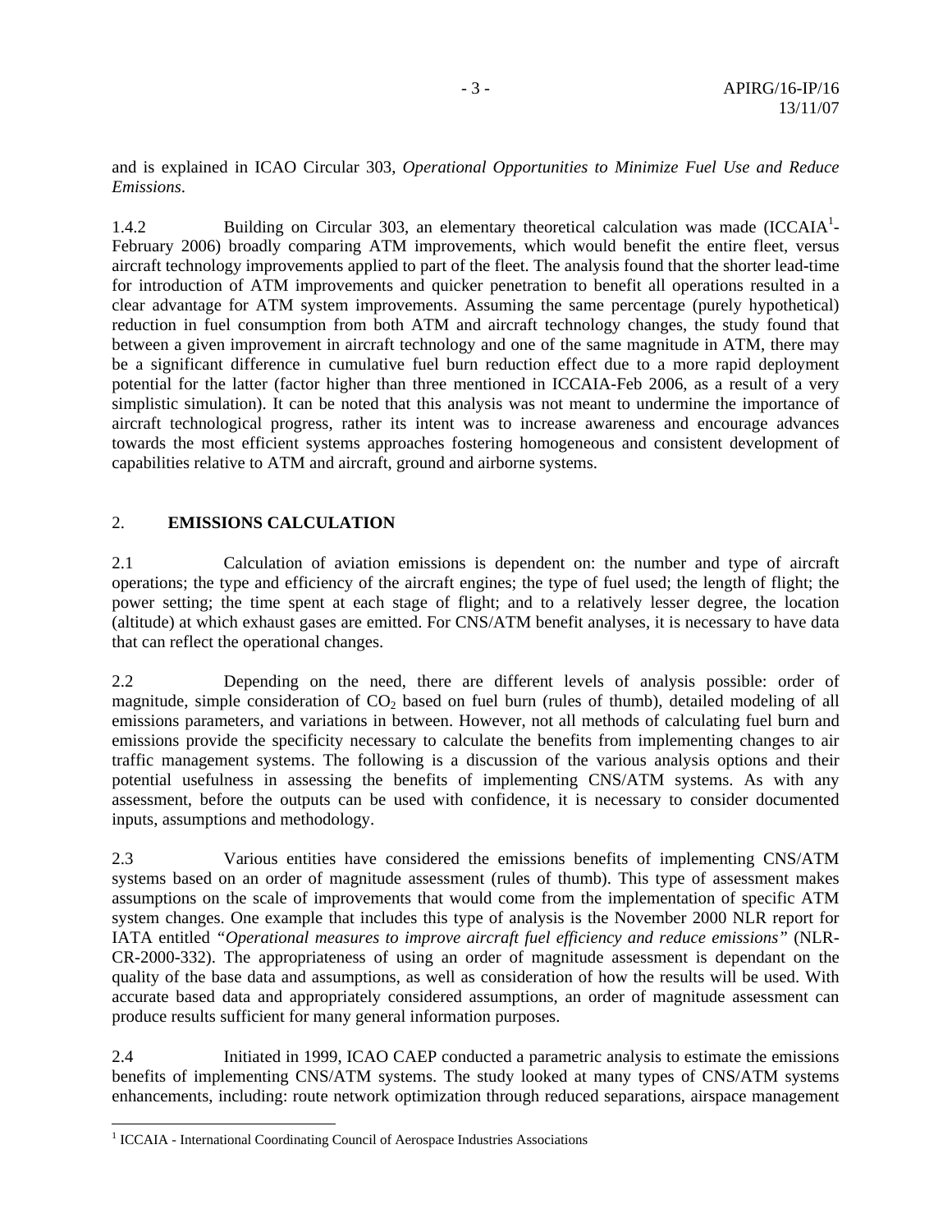and is explained in ICAO Circular 303, *Operational Opportunities to Minimize Fuel Use and Reduce Emissions*.

1.4.2 Building on Circular 303, an elementary theoretical calculation was made (ICCAIA[1]-February 2006) broadly comparing ATM improvements, which would benefit the entire fleet, versus aircraft technology improvements applied to part of the fleet. The analysis found that the shorter lead-time for introduction of ATM improvements and quicker penetration to benefit all operations resulted in a clear advantage for ATM system improvements. Assuming the same percentage (purely hypothetical) reduction in fuel consumption from both ATM and aircraft technology changes, the study found that between a given improvement in aircraft technology and one of the same magnitude in ATM, there may be a significant difference in cumulative fuel burn reduction effect due to a more rapid deployment potential for the latter (factor higher than three mentioned in ICCAIA-Feb 2006, as a result of a very simplistic simulation). It can be noted that this analysis was not meant to undermine the importance of aircraft technological progress, rather its intent was to increase awareness and encourage advances towards the most efficient systems approaches fostering homogeneous and consistent development of capabilities relative to ATM and aircraft, ground and airborne systems.

## 2. EMISSIONS CALCULATION

2.1 Calculation of aviation emissions is dependent on: the number and type of aircraft operations; the type and efficiency of the aircraft engines; the type of fuel used; the length of flight; the power setting; the time spent at each stage of flight; and to a relatively lesser degree, the location (altitude) at which exhaust gases are emitted. For CNS/ATM benefit analyses, it is necessary to have data that can reflect the operational changes.

2.2 Depending on the need, there are different levels of analysis possible: order of magnitude, simple consideration of $CO_2$ based on fuel burn (rules of thumb), detailed modeling of all emissions parameters, and variations in between. However, not all methods of calculating fuel burn and emissions provide the specificity necessary to calculate the benefits from implementing changes to air traffic management systems. The following is a discussion of the various analysis options and their potential usefulness in assessing the benefits of implementing CNS/ATM systems. As with any assessment, before the outputs can be used with confidence, it is necessary to consider documented inputs, assumptions and methodology.

2.3 Various entities have considered the emissions benefits of implementing CNS/ATM systems based on an order of magnitude assessment (rules of thumb). This type of assessment makes assumptions on the scale of improvements that would come from the implementation of specific ATM system changes. One example that includes this type of analysis is the November 2000 NLR report for IATA entitled *"Operational measures to improve aircraft fuel efficiency and reduce emissions"* (NLR-CR-2000-332). The appropriateness of using an order of magnitude assessment is dependant on the quality of the base data and assumptions, as well as consideration of how the results will be used. With accurate based data and appropriately considered assumptions, an order of magnitude assessment can produce results sufficient for many general information purposes.

2.4 Initiated in 1999, ICAO CAEP conducted a parametric analysis to estimate the emissions benefits of implementing CNS/ATM systems. The study looked at many types of CNS/ATM systems enhancements, including: route network optimization through reduced separations, airspace management

---

[1] ICCAIA - International Coordinating Council of Aerospace Industries Associations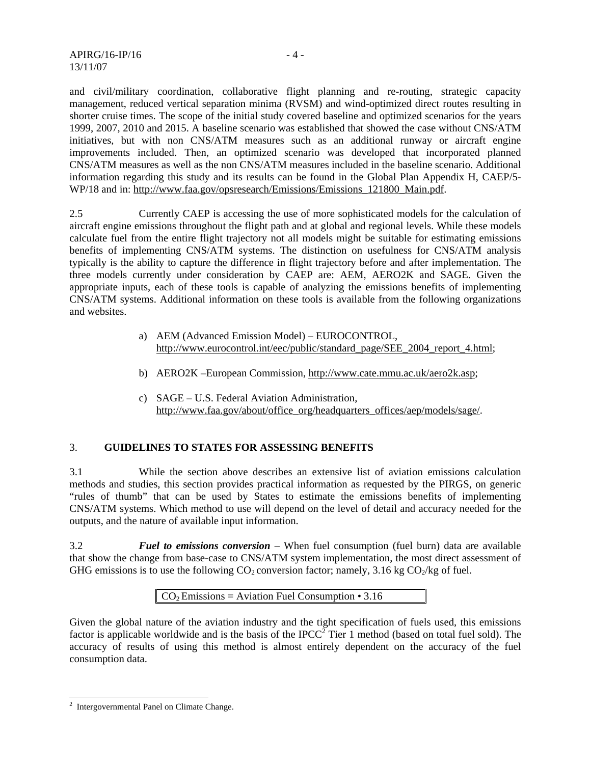and civil/military coordination, collaborative flight planning and re-routing, strategic capacity management, reduced vertical separation minima (RVSM) and wind-optimized direct routes resulting in shorter cruise times. The scope of the initial study covered baseline and optimized scenarios for the years 1999, 2007, 2010 and 2015. A baseline scenario was established that showed the case without CNS/ATM initiatives, but with non CNS/ATM measures such as an additional runway or aircraft engine improvements included. Then, an optimized scenario was developed that incorporated planned CNS/ATM measures as well as the non CNS/ATM measures included in the baseline scenario. Additional information regarding this study and its results can be found in the Global Plan Appendix H, CAEP/5-WP/18 and in: http://www.faa.gov/opsresearch/Emissions/Emissions_121800_Main.pdf.

2.5 Currently CAEP is accessing the use of more sophisticated models for the calculation of aircraft engine emissions throughout the flight path and at global and regional levels. While these models calculate fuel from the entire flight trajectory not all models might be suitable for estimating emissions benefits of implementing CNS/ATM systems. The distinction on usefulness for CNS/ATM analysis typically is the ability to capture the difference in flight trajectory before and after implementation. The three models currently under consideration by CAEP are: AEM, AERO2K and SAGE. Given the appropriate inputs, each of these tools is capable of analyzing the emissions benefits of implementing CNS/ATM systems. Additional information on these tools is available from the following organizations and websites.

a) AEM (Advanced Emission Model) – EUROCONTROL, http://www.eurocontrol.int/eec/public/standard_page/SEE_2004_report_4.html;

b) AERO2K –European Commission, http://www.cate.mmu.ac.uk/aero2k.asp;

c) SAGE – U.S. Federal Aviation Administration, http://www.faa.gov/about/office_org/headquarters_offices/aep/models/sage/.

## 3. GUIDELINES TO STATES FOR ASSESSING BENEFITS

3.1 While the section above describes an extensive list of aviation emissions calculation methods and studies, this section provides practical information as requested by the PIRGS, on generic "rules of thumb" that can be used by States to estimate the emissions benefits of implementing CNS/ATM systems. Which method to use will depend on the level of detail and accuracy needed for the outputs, and the nature of available input information.

3.2 ***Fuel to emissions conversion*** – When fuel consumption (fuel burn) data are available that show the change from base-case to CNS/ATM system implementation, the most direct assessment of GHG emissions is to use the following $CO_2$ conversion factor; namely, 3.16 kg $CO_2$/kg of fuel.

$$CO_2 \text{ Emissions} = \text{Aviation Fuel Consumption} \bullet 3.16$$

Given the global nature of the aviation industry and the tight specification of fuels used, this emissions factor is applicable worldwide and is the basis of the IPCC[2] Tier 1 method (based on total fuel sold). The accuracy of results of using this method is almost entirely dependent on the accuracy of the fuel consumption data.

[2] Intergovernmental Panel on Climate Change.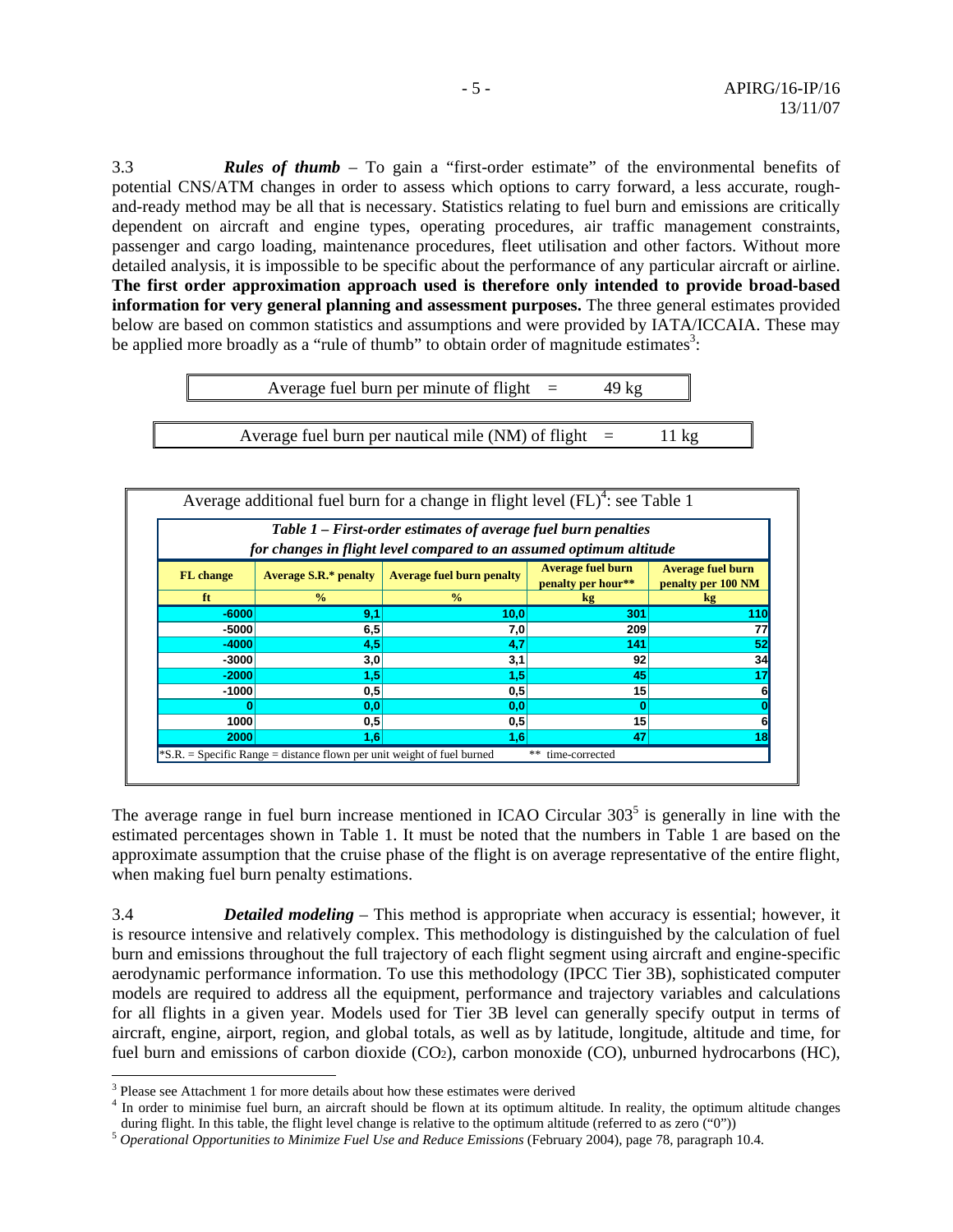3.3 ***Rules of thumb*** – To gain a "first-order estimate" of the environmental benefits of potential CNS/ATM changes in order to assess which options to carry forward, a less accurate, rough-and-ready method may be all that is necessary. Statistics relating to fuel burn and emissions are critically dependent on aircraft and engine types, operating procedures, air traffic management constraints, passenger and cargo loading, maintenance procedures, fleet utilisation and other factors. Without more detailed analysis, it is impossible to be specific about the performance of any particular aircraft or airline. **The first order approximation approach used is therefore only intended to provide broad-based information for very general planning and assessment purposes.** The three general estimates provided below are based on common statistics and assumptions and were provided by IATA/ICCAIA. These may be applied more broadly as a "rule of thumb" to obtain order of magnitude estimates[3]:

Average fuel burn per minute of flight = 49 kg

Average fuel burn per nautical mile (NM) of flight = 11 kg

Average additional fuel burn for a change in flight level (FL)[4]: see Table 1

*Table 1 – First-order estimates of average fuel burn penalties for changes in flight level compared to an assumed optimum altitude*

| FL change | Average S.R.* penalty | Average fuel burn penalty | Average fuel burn penalty per hour** | Average fuel burn penalty per 100 NM |
|---|---|---|---|---|
| ft | % | % | kg | kg |
| -6000 | 9,1 | 10,0 | 301 | 110 |
| -5000 | 6,5 | 7,0 | 209 | 77 |
| -4000 | 4,5 | 4,7 | 141 | 52 |
| -3000 | 3,0 | 3,1 | 92 | 34 |
| -2000 | 1,5 | 1,5 | 45 | 17 |
| -1000 | 0,5 | 0,5 | 15 | 6 |
| 0 | 0,0 | 0,0 | 0 | 0 |
| 1000 | 0,5 | 0,5 | 15 | 6 |
| 2000 | 1,6 | 1,6 | 47 | 18 |

*S.R. = Specific Range = distance flown per unit weight of fuel burned ** time-corrected

The average range in fuel burn increase mentioned in ICAO Circular 303[5] is generally in line with the estimated percentages shown in Table 1. It must be noted that the numbers in Table 1 are based on the approximate assumption that the cruise phase of the flight is on average representative of the entire flight, when making fuel burn penalty estimations.

3.4 ***Detailed modeling*** – This method is appropriate when accuracy is essential; however, it is resource intensive and relatively complex. This methodology is distinguished by the calculation of fuel burn and emissions throughout the full trajectory of each flight segment using aircraft and engine-specific aerodynamic performance information. To use this methodology (IPCC Tier 3B), sophisticated computer models are required to address all the equipment, performance and trajectory variables and calculations for all flights in a given year. Models used for Tier 3B level can generally specify output in terms of aircraft, engine, airport, region, and global totals, as well as by latitude, longitude, altitude and time, for fuel burn and emissions of carbon dioxide ($CO_2$), carbon monoxide (CO), unburned hydrocarbons (HC),

---

[3] Please see Attachment 1 for more details about how these estimates were derived

[4] In order to minimise fuel burn, an aircraft should be flown at its optimum altitude. In reality, the optimum altitude changes during flight. In this table, the flight level change is relative to the optimum altitude (referred to as zero ("0"))

[5] *Operational Opportunities to Minimize Fuel Use and Reduce Emissions* (February 2004), page 78, paragraph 10.4.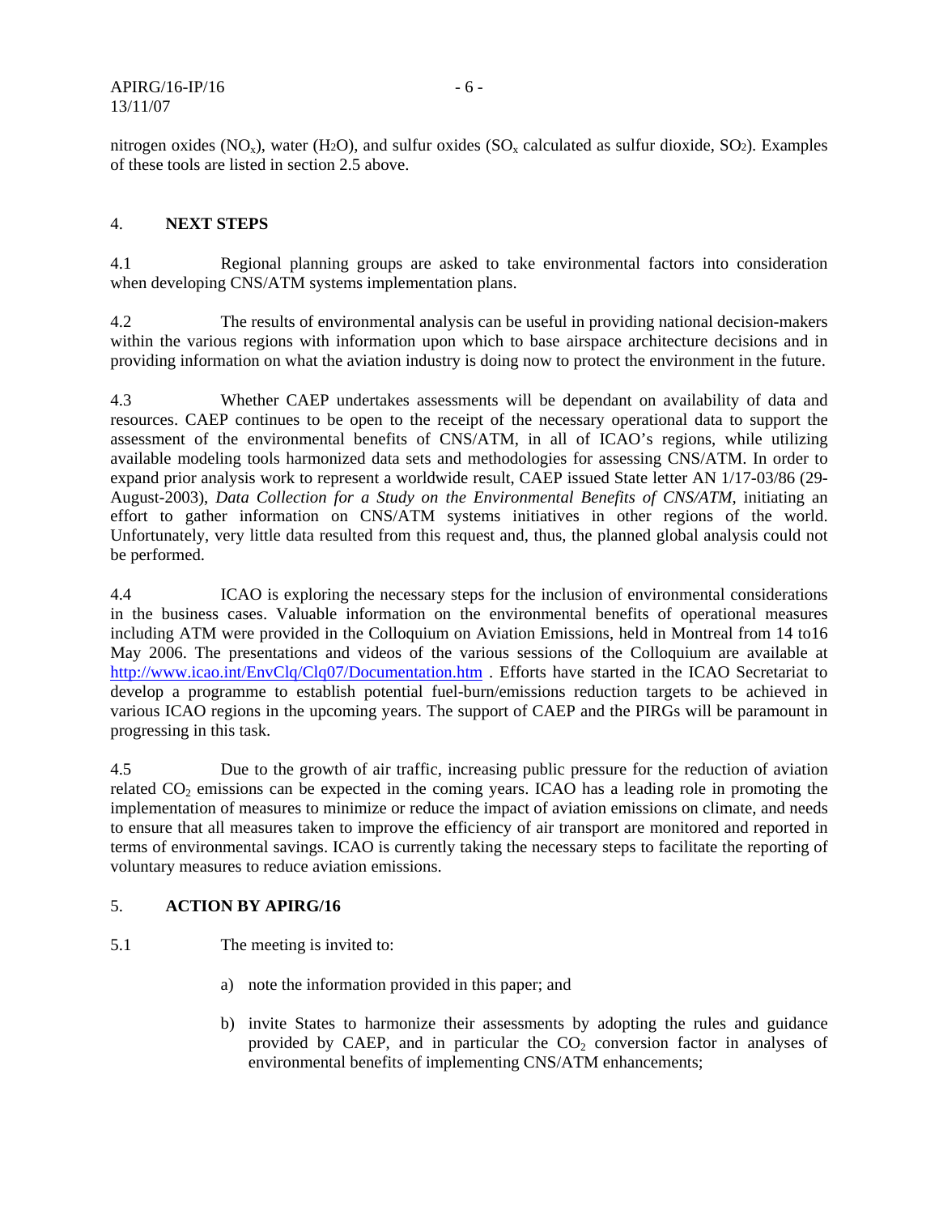nitrogen oxides ($NO_x$), water ($H_2O$), and sulfur oxides ($SO_x$ calculated as sulfur dioxide, $SO_2$). Examples of these tools are listed in section 2.5 above.

## 4. NEXT STEPS

4.1 Regional planning groups are asked to take environmental factors into consideration when developing CNS/ATM systems implementation plans.

4.2 The results of environmental analysis can be useful in providing national decision-makers within the various regions with information upon which to base airspace architecture decisions and in providing information on what the aviation industry is doing now to protect the environment in the future.

4.3 Whether CAEP undertakes assessments will be dependant on availability of data and resources. CAEP continues to be open to the receipt of the necessary operational data to support the assessment of the environmental benefits of CNS/ATM, in all of ICAO's regions, while utilizing available modeling tools harmonized data sets and methodologies for assessing CNS/ATM. In order to expand prior analysis work to represent a worldwide result, CAEP issued State letter AN 1/17-03/86 (29-August-2003), *Data Collection for a Study on the Environmental Benefits of CNS/ATM*, initiating an effort to gather information on CNS/ATM systems initiatives in other regions of the world. Unfortunately, very little data resulted from this request and, thus, the planned global analysis could not be performed.

4.4 ICAO is exploring the necessary steps for the inclusion of environmental considerations in the business cases. Valuable information on the environmental benefits of operational measures including ATM were provided in the Colloquium on Aviation Emissions, held in Montreal from 14 to16 May 2006. The presentations and videos of the various sessions of the Colloquium are available at http://www.icao.int/EnvClq/Clq07/Documentation.htm . Efforts have started in the ICAO Secretariat to develop a programme to establish potential fuel-burn/emissions reduction targets to be achieved in various ICAO regions in the upcoming years. The support of CAEP and the PIRGs will be paramount in progressing in this task.

4.5 Due to the growth of air traffic, increasing public pressure for the reduction of aviation related $CO_2$ emissions can be expected in the coming years. ICAO has a leading role in promoting the implementation of measures to minimize or reduce the impact of aviation emissions on climate, and needs to ensure that all measures taken to improve the efficiency of air transport are monitored and reported in terms of environmental savings. ICAO is currently taking the necessary steps to facilitate the reporting of voluntary measures to reduce aviation emissions.

## 5. ACTION BY APIRG/16

5.1 The meeting is invited to:

a) note the information provided in this paper; and

b) invite States to harmonize their assessments by adopting the rules and guidance provided by CAEP, and in particular the $CO_2$ conversion factor in analyses of environmental benefits of implementing CNS/ATM enhancements;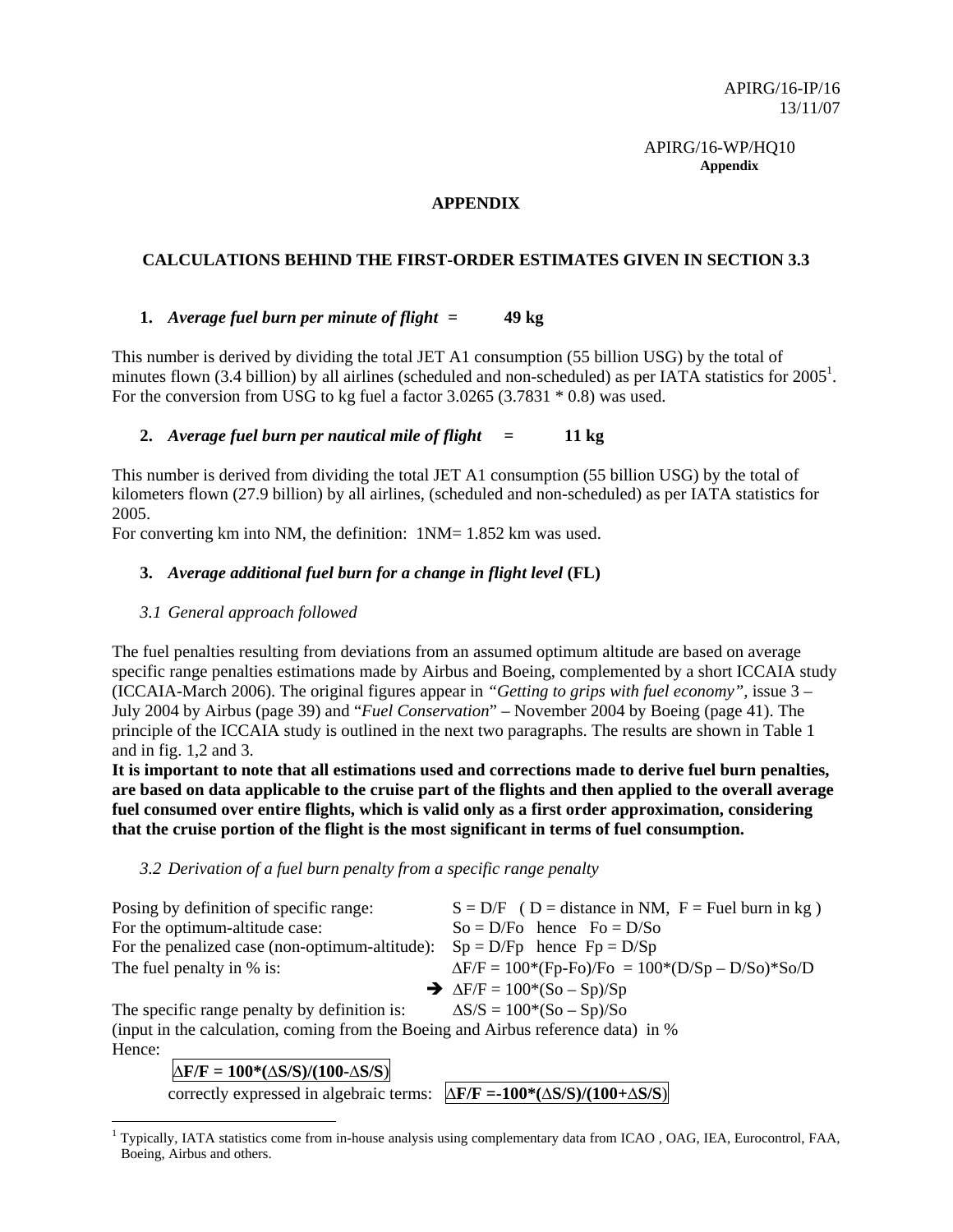APIRG/16-IP/16
13/11/07

APIRG/16-WP/HQ10
**Appendix**

## APPENDIX

### CALCULATIONS BEHIND THE FIRST-ORDER ESTIMATES GIVEN IN SECTION 3.3

**1.** ***Average fuel burn per minute of flight* = 49 kg**

This number is derived by dividing the total JET A1 consumption (55 billion USG) by the total of minutes flown (3.4 billion) by all airlines (scheduled and non-scheduled) as per IATA statistics for 2005[1]. For the conversion from USG to kg fuel a factor 3.0265 (3.7831 * 0.8) was used.

**2.** ***Average fuel burn per nautical mile of flight* = 11 kg**

This number is derived from dividing the total JET A1 consumption (55 billion USG) by the total of kilometers flown (27.9 billion) by all airlines, (scheduled and non-scheduled) as per IATA statistics for 2005.
For converting km into NM, the definition: 1NM= 1.852 km was used.

**3.** ***Average additional fuel burn for a change in flight level* (FL)**

*3.1 General approach followed*

The fuel penalties resulting from deviations from an assumed optimum altitude are based on average specific range penalties estimations made by Airbus and Boeing, complemented by a short ICCAIA study (ICCAIA-March 2006). The original figures appear in *"Getting to grips with fuel economy"*, issue 3 – July 2004 by Airbus (page 39) and "*Fuel Conservation*" – November 2004 by Boeing (page 41). The principle of the ICCAIA study is outlined in the next two paragraphs. The results are shown in Table 1 and in fig. 1,2 and 3.
**It is important to note that all estimations used and corrections made to derive fuel burn penalties, are based on data applicable to the cruise part of the flights and then applied to the overall average fuel consumed over entire flights, which is valid only as a first order approximation, considering that the cruise portion of the flight is the most significant in terms of fuel consumption.**

*3.2 Derivation of a fuel burn penalty from a specific range penalty*

Posing by definition of specific range: $S = D/F$ ( $D$ = distance in NM, $F$ = Fuel burn in kg )
For the optimum-altitude case: $S_o = D/F_o$ hence $F_o = D/S_o$
For the penalized case (non-optimum-altitude): $S_p = D/F_p$ hence $F_p = D/S_p$
The fuel penalty in % is: $\Delta F/F = 100*(F_p-F_o)/F_o = 100*(D/S_p - D/S_o)*S_o/D$
➔ $\Delta F/F = 100*(S_o - S_p)/S_p$
The specific range penalty by definition is: $\Delta S/S = 100*(S_o - S_p)/S_o$
(input in the calculation, coming from the Boeing and Airbus reference data) in %
Hence:

$$\boxed{\Delta F/F = 100*(\Delta S/S)/(100-\Delta S/S)}$$

correctly expressed in algebraic terms: $\boxed{\Delta F/F = -100*(\Delta S/S)/(100+\Delta S/S)}$

---

[1] Typically, IATA statistics come from in-house analysis using complementary data from ICAO , OAG, IEA, Eurocontrol, FAA, Boeing, Airbus and others.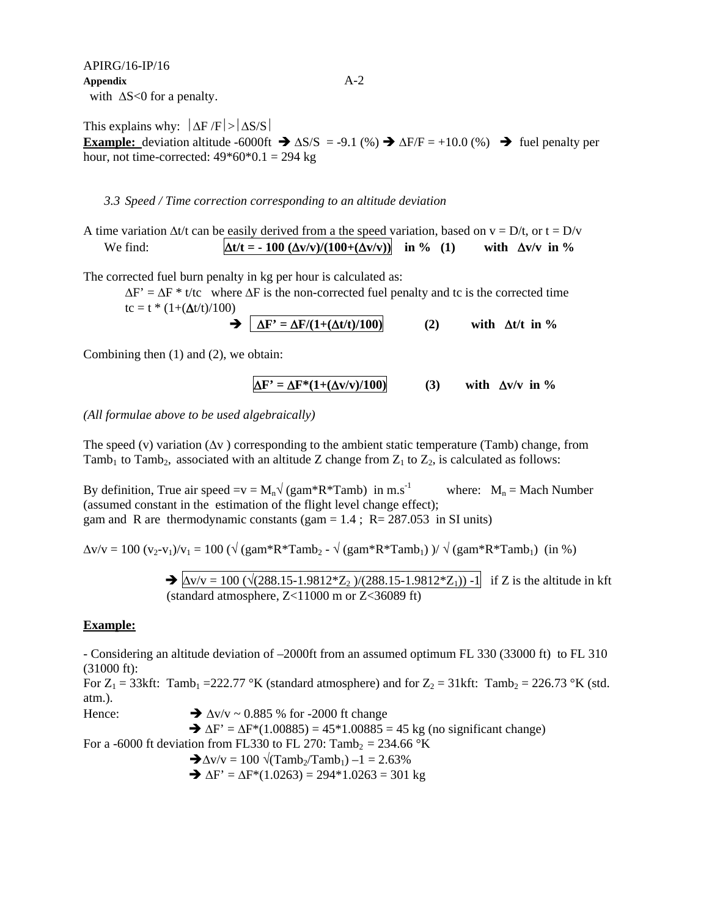with $\Delta S<0$ for a penalty.

This explains why: $|\Delta F/F| > |\Delta S/S|$

**Example:** deviation altitude -6000ft ➔ $\Delta S/S = -9.1$ (%) ➔ $\Delta F/F = +10.0$ (%) ➔ fuel penalty per hour, not time-corrected: 49*60*0.1 = 294 kg

### 3.3 *Speed / Time correction corresponding to an altitude deviation*

A time variation $\Delta t/t$ can be easily derived from a the speed variation, based on $v = D/t$, or $t = D/v$

We find:

$$\boldsymbol{\Delta t/t = -100\,(\Delta v/v)/(100+(\Delta v/v))} \quad \text{in \%} \quad (1) \qquad \text{with } \Delta v/v \text{ in \%}$$

The corrected fuel burn penalty in kg per hour is calculated as:

$\Delta F' = \Delta F * t/tc$ where $\Delta F$ is the non-corrected fuel penalty and tc is the corrected time

$tc = t * (1+(\Delta t/t)/100)$

$$\boldsymbol{\Delta F' = \Delta F/(1+(\Delta t/t)/100)} \qquad (2) \qquad \text{with } \Delta t/t \text{ in \%}$$

Combining then (1) and (2), we obtain:

$$\boldsymbol{\Delta F' = \Delta F*(1+(\Delta v/v)/100)} \qquad (3) \qquad \text{with } \Delta v/v \text{ in \%}$$

*(All formulae above to be used algebraically)*

The speed (v) variation ($\Delta v$) corresponding to the ambient static temperature (Tamb) change, from $Tamb_1$ to $Tamb_2$, associated with an altitude Z change from $Z_1$ to $Z_2$, is calculated as follows:

By definition, True air speed $= v = M_n\sqrt{(gam*R*Tamb)}$ in $m.s^{-1}$ where: $M_n$ = Mach Number (assumed constant in the estimation of the flight level change effect);
gam and R are thermodynamic constants (gam = 1.4 ; R= 287.053 in SI units)

$\Delta v/v = 100\,(v_2-v_1)/v_1 = 100\,(\sqrt{(gam*R*Tamb_2)} - \sqrt{(gam*R*Tamb_1)})/\sqrt{(gam*R*Tamb_1)}$ (in %)

➔ $\Delta v/v = 100\,(\sqrt{(288.15-1.9812*Z_2)/(288.15-1.9812*Z_1)}) - 1$ if Z is the altitude in kft (standard atmosphere, Z<11000 m or Z<36089 ft)

**Example:**

- Considering an altitude deviation of –2000ft from an assumed optimum FL 330 (33000 ft) to FL 310 (31000 ft):

For $Z_1$ = 33kft: $Tamb_1$ =222.77 °K (standard atmosphere) and for $Z_2$ = 31kft: $Tamb_2$ = 226.73 °K (std. atm.).

Hence: ➔ $\Delta v/v \sim 0.885$ % for -2000 ft change

➔ $\Delta F' = \Delta F*(1.00885) = 45*1.00885 = 45$ kg (no significant change)

For a -6000 ft deviation from FL330 to FL 270: $Tamb_2$ = 234.66 °K

➔ $\Delta v/v = 100\,\sqrt{(Tamb_2/Tamb_1)} - 1 = 2.63\%$

➔ $\Delta F' = \Delta F*(1.0263) = 294*1.0263 = 301$ kg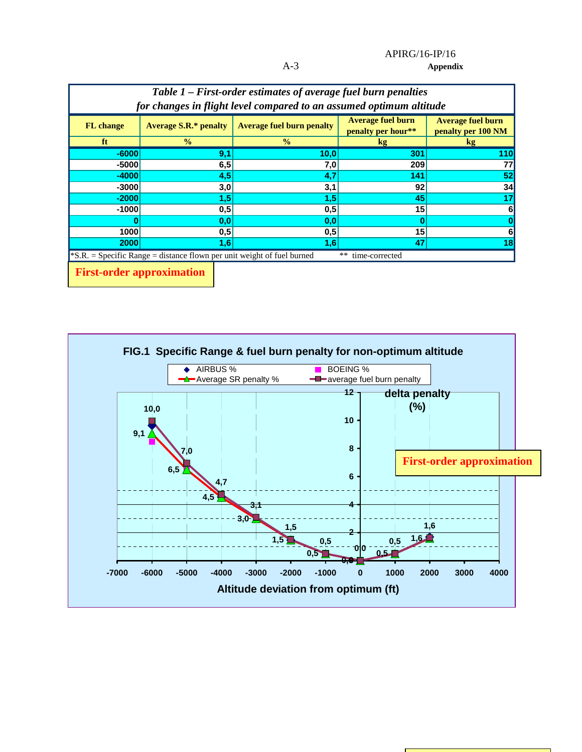***Table 1 – First-order estimates of average fuel burn penalties for changes in flight level compared to an assumed optimum altitude***

| FL change | Average S.R.* penalty | Average fuel burn penalty | Average fuel burn penalty per hour** | Average fuel burn penalty per 100 NM |
|---|---|---|---|---|
| ft | % | % | kg | kg |
| -6000 | 9,1 | 10,0 | 301 | 110 |
| -5000 | 6,5 | 7,0 | 209 | 77 |
| -4000 | 4,5 | 4,7 | 141 | 52 |
| -3000 | 3,0 | 3,1 | 92 | 34 |
| -2000 | 1,5 | 1,5 | 45 | 17 |
| -1000 | 0,5 | 0,5 | 15 | 6 |
| 0 | 0,0 | 0,0 | 0 | 0 |
| 1000 | 0,5 | 0,5 | 15 | 6 |
| 2000 | 1,6 | 1,6 | 47 | 18 |

*S.R. = Specific Range = distance flown per unit weight of fuel burned ** time-corrected

**First-order approximation**

**FIG.1 Specific Range & fuel burn penalty for non-optimum altitude**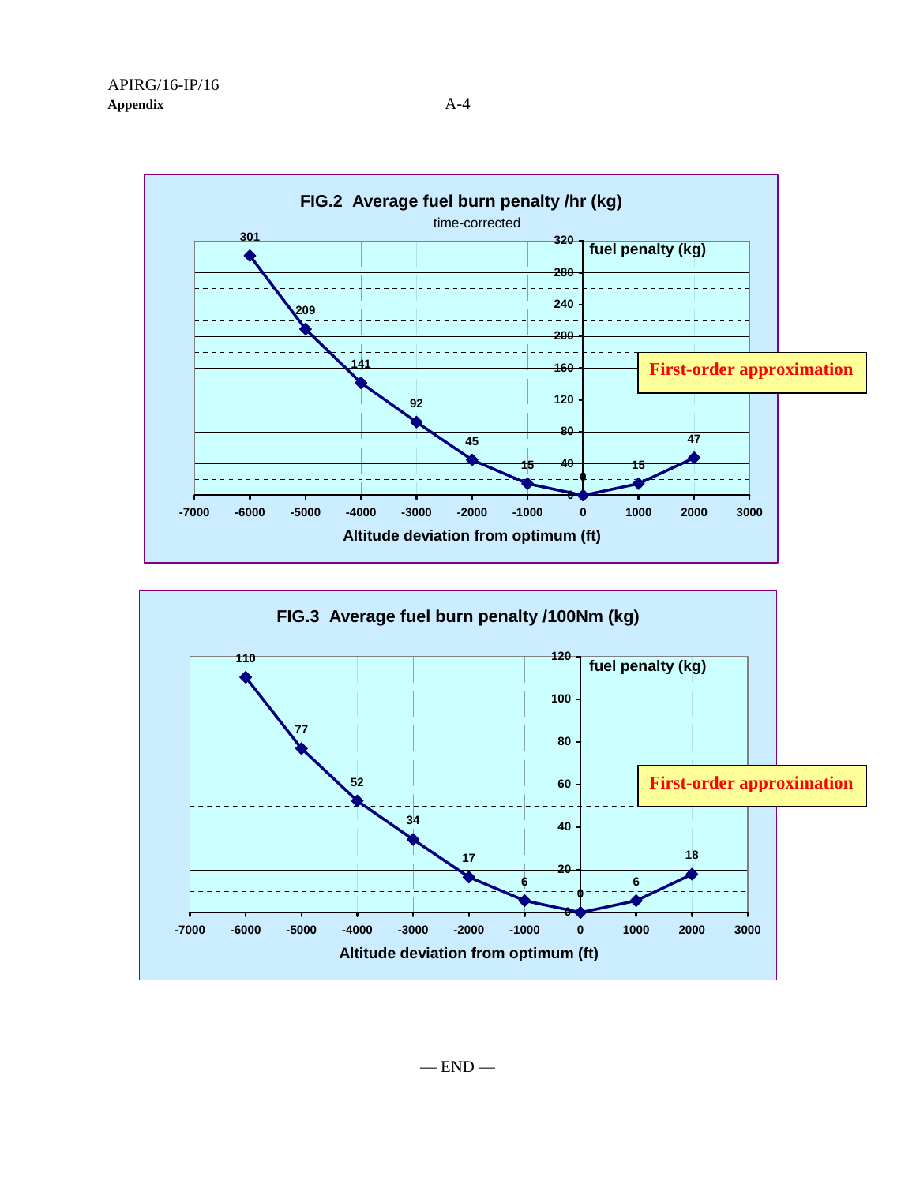**FIG.2 Average fuel burn penalty /hr (kg)**

time-corrected

fuel penalty (kg)

320
280
240
200
160
120
80
40
0

301
209
141
92
45
15
0
15
47

First-order approximation

-7000 -6000 -5000 -4000 -3000 -2000 -1000 0 1000 2000 3000

Altitude deviation from optimum (ft)

**FIG.3 Average fuel burn penalty /100Nm (kg)**

fuel penalty (kg)

120
100
80
60
40
20
0

110
77
52
34
17
6
0
6
18

First-order approximation

-7000 -6000 -5000 -4000 -3000 -2000 -1000 0 1000 2000 3000

Altitude deviation from optimum (ft)

— END —